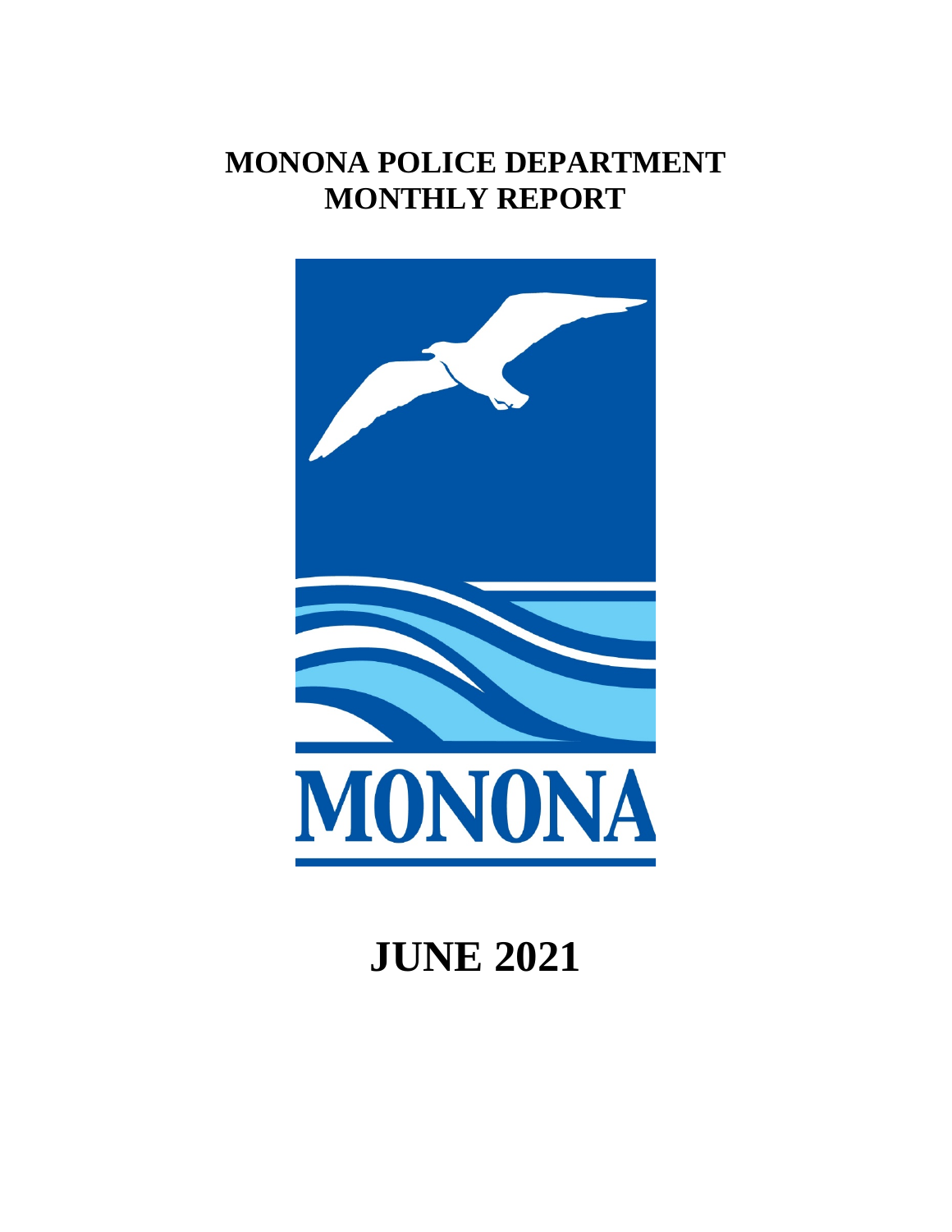# MONONA POLICE DEPARTMENT
# MONTHLY REPORT

MONONA

# JUNE 2021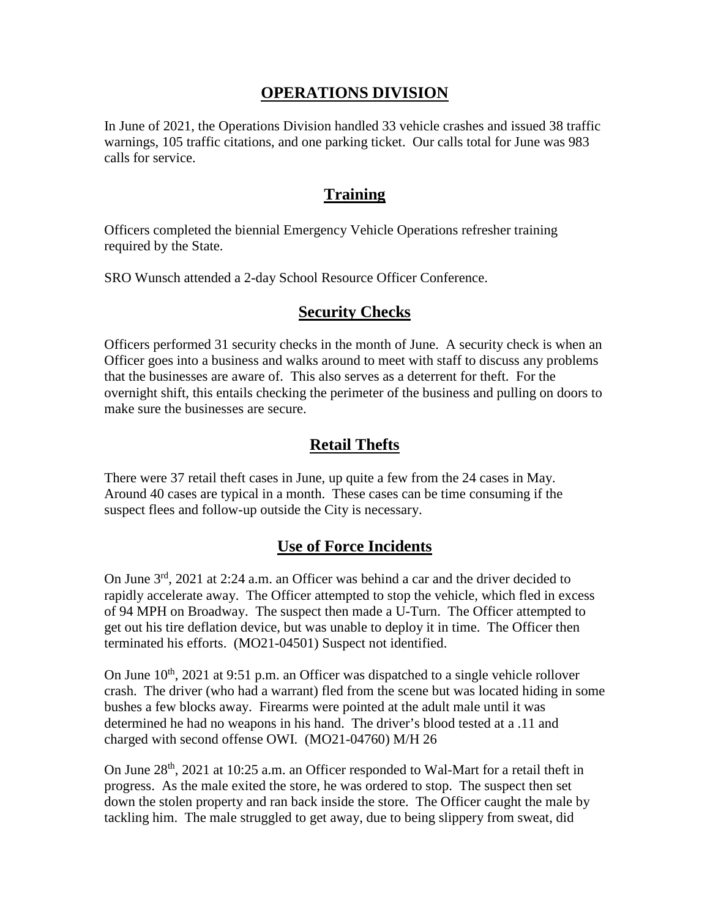# OPERATIONS DIVISION

In June of 2021, the Operations Division handled 33 vehicle crashes and issued 38 traffic warnings, 105 traffic citations, and one parking ticket. Our calls total for June was 983 calls for service.

## Training

Officers completed the biennial Emergency Vehicle Operations refresher training required by the State.

SRO Wunsch attended a 2-day School Resource Officer Conference.

## Security Checks

Officers performed 31 security checks in the month of June. A security check is when an Officer goes into a business and walks around to meet with staff to discuss any problems that the businesses are aware of. This also serves as a deterrent for theft. For the overnight shift, this entails checking the perimeter of the business and pulling on doors to make sure the businesses are secure.

## Retail Thefts

There were 37 retail theft cases in June, up quite a few from the 24 cases in May. Around 40 cases are typical in a month. These cases can be time consuming if the suspect flees and follow-up outside the City is necessary.

## Use of Force Incidents

On June 3rd, 2021 at 2:24 a.m. an Officer was behind a car and the driver decided to rapidly accelerate away. The Officer attempted to stop the vehicle, which fled in excess of 94 MPH on Broadway. The suspect then made a U-Turn. The Officer attempted to get out his tire deflation device, but was unable to deploy it in time. The Officer then terminated his efforts. (MO21-04501) Suspect not identified.

On June 10th, 2021 at 9:51 p.m. an Officer was dispatched to a single vehicle rollover crash. The driver (who had a warrant) fled from the scene but was located hiding in some bushes a few blocks away. Firearms were pointed at the adult male until it was determined he had no weapons in his hand. The driver's blood tested at a .11 and charged with second offense OWI. (MO21-04760) M/H 26

On June 28th, 2021 at 10:25 a.m. an Officer responded to Wal-Mart for a retail theft in progress. As the male exited the store, he was ordered to stop. The suspect then set down the stolen property and ran back inside the store. The Officer caught the male by tackling him. The male struggled to get away, due to being slippery from sweat, did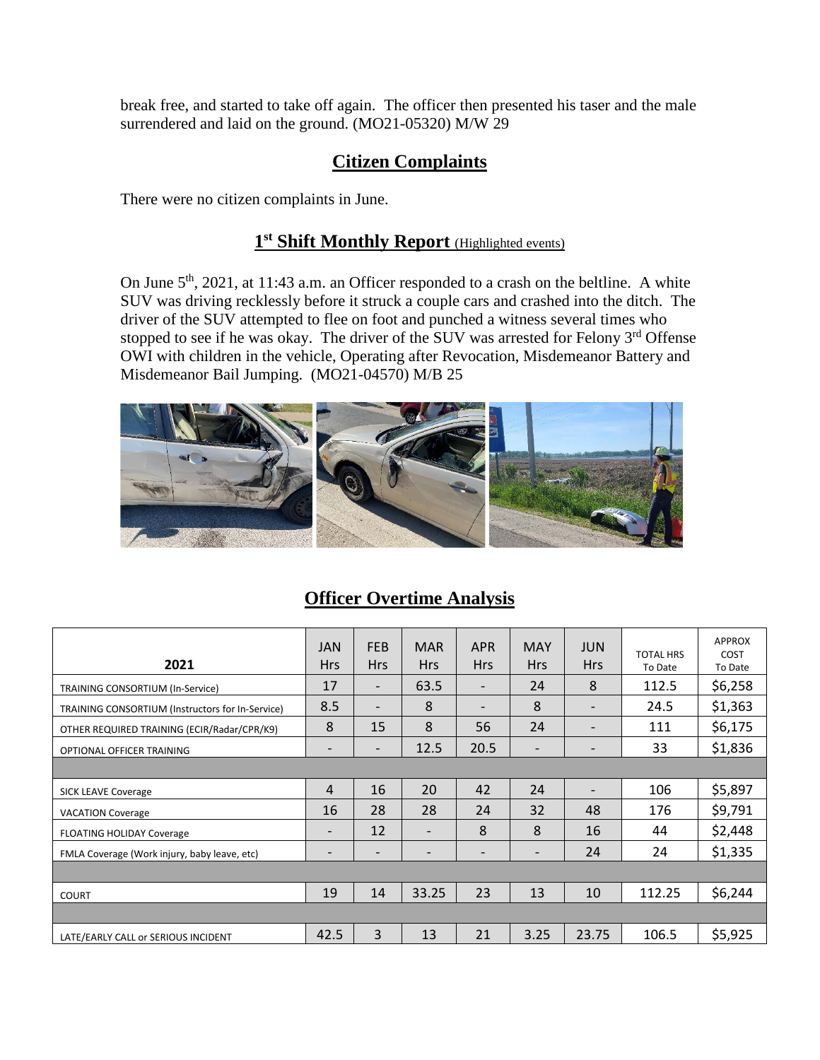break free, and started to take off again. The officer then presented his taser and the male surrendered and laid on the ground. (MO21-05320) M/W 29

## Citizen Complaints

There were no citizen complaints in June.

## 1st Shift Monthly Report (Highlighted events)

On June 5th, 2021, at 11:43 a.m. an Officer responded to a crash on the beltline. A white SUV was driving recklessly before it struck a couple cars and crashed into the ditch. The driver of the SUV attempted to flee on foot and punched a witness several times who stopped to see if he was okay. The driver of the SUV was arrested for Felony 3rd Offense OWI with children in the vehicle, Operating after Revocation, Misdemeanor Battery and Misdemeanor Bail Jumping. (MO21-04570) M/B 25

## Officer Overtime Analysis

| 2021 | JAN Hrs | FEB Hrs | MAR Hrs | APR Hrs | MAY Hrs | JUN Hrs | TOTAL HRS To Date | APPROX COST To Date |
|---|---|---|---|---|---|---|---|---|
| TRAINING CONSORTIUM (In-Service) | 17 | - | 63.5 | - | 24 | 8 | 112.5 | $6,258 |
| TRAINING CONSORTIUM (Instructors for In-Service) | 8.5 | - | 8 | - | 8 | - | 24.5 | $1,363 |
| OTHER REQUIRED TRAINING (ECIR/Radar/CPR/K9) | 8 | 15 | 8 | 56 | 24 | - | 111 | $6,175 |
| OPTIONAL OFFICER TRAINING | - | - | 12.5 | 20.5 | - | - | 33 | $1,836 |
| | | | | | | | | |
| SICK LEAVE Coverage | 4 | 16 | 20 | 42 | 24 | - | 106 | $5,897 |
| VACATION Coverage | 16 | 28 | 28 | 24 | 32 | 48 | 176 | $9,791 |
| FLOATING HOLIDAY Coverage | - | 12 | - | 8 | 8 | 16 | 44 | $2,448 |
| FMLA Coverage (Work injury, baby leave, etc) | - | - | - | - | - | 24 | 24 | $1,335 |
| | | | | | | | | |
| COURT | 19 | 14 | 33.25 | 23 | 13 | 10 | 112.25 | $6,244 |
| | | | | | | | | |
| LATE/EARLY CALL or SERIOUS INCIDENT | 42.5 | 3 | 13 | 21 | 3.25 | 23.75 | 106.5 | $5,925 |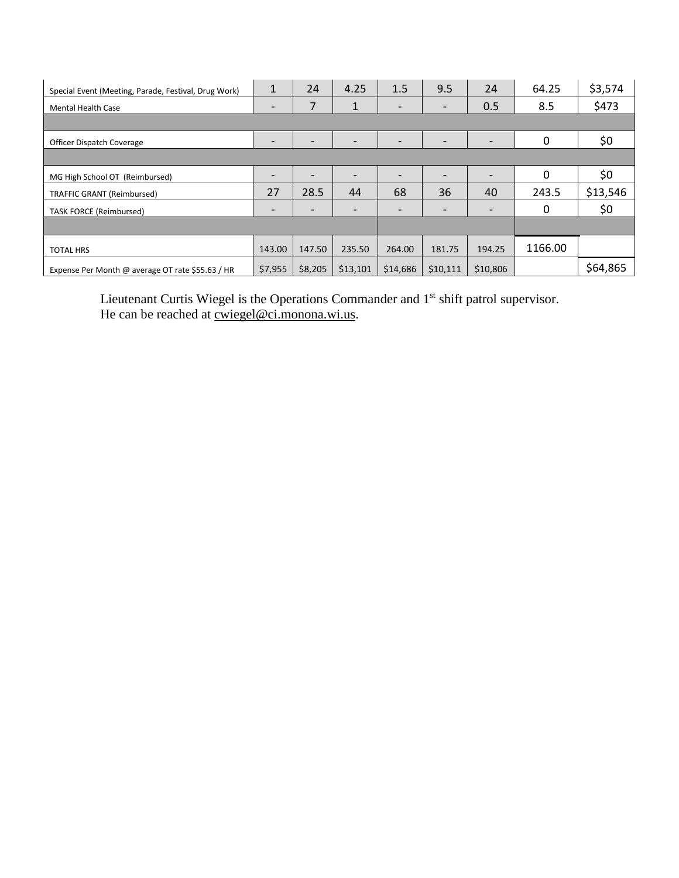| | | | | | | | | |
|---|---|---|---|---|---|---|---|---|
| Special Event (Meeting, Parade, Festival, Drug Work) | 1 | 24 | 4.25 | 1.5 | 9.5 | 24 | 64.25 | $3,574 |
| Mental Health Case | - | 7 | 1 | - | - | 0.5 | 8.5 | $473 |
| | | | | | | | | |
| Officer Dispatch Coverage | - | - | - | - | - | - | 0 | $0 |
| | | | | | | | | |
| MG High School OT (Reimbursed) | - | - | - | - | - | - | 0 | $0 |
| TRAFFIC GRANT (Reimbursed) | 27 | 28.5 | 44 | 68 | 36 | 40 | 243.5 | $13,546 |
| TASK FORCE (Reimbursed) | - | - | - | - | - | - | 0 | $0 |
| | | | | | | | | |
| TOTAL HRS | 143.00 | 147.50 | 235.50 | 264.00 | 181.75 | 194.25 | 1166.00 | |
| Expense Per Month @ average OT rate $55.63 / HR | $7,955 | $8,205 | $13,101 | $14,686 | $10,111 | $10,806 | | $64,865 |

Lieutenant Curtis Wiegel is the Operations Commander and 1st shift patrol supervisor. He can be reached at cwiegel@ci.monona.wi.us.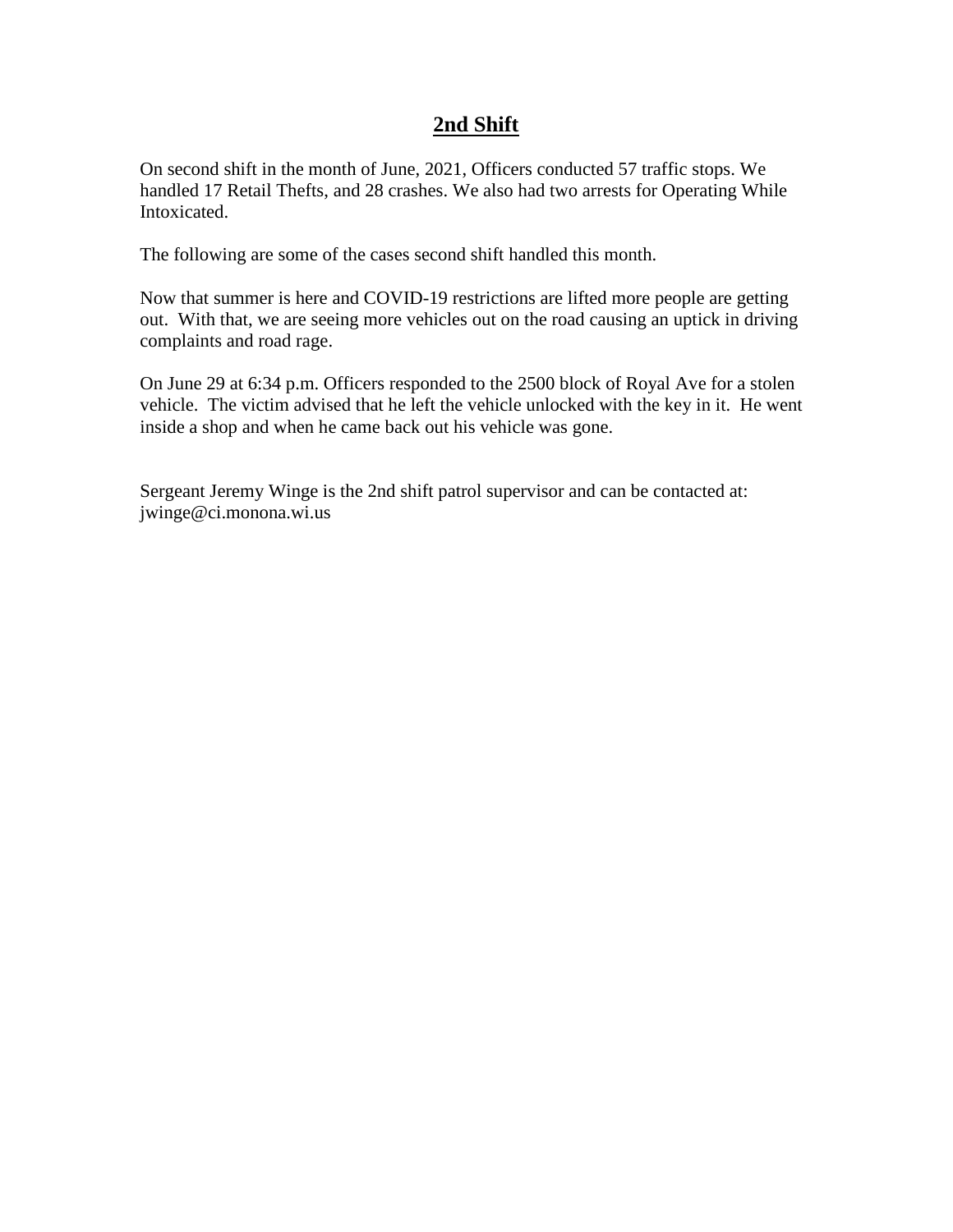# 2nd Shift

On second shift in the month of June, 2021, Officers conducted 57 traffic stops. We handled 17 Retail Thefts, and 28 crashes. We also had two arrests for Operating While Intoxicated.

The following are some of the cases second shift handled this month.

Now that summer is here and COVID-19 restrictions are lifted more people are getting out. With that, we are seeing more vehicles out on the road causing an uptick in driving complaints and road rage.

On June 29 at 6:34 p.m. Officers responded to the 2500 block of Royal Ave for a stolen vehicle. The victim advised that he left the vehicle unlocked with the key in it. He went inside a shop and when he came back out his vehicle was gone.

Sergeant Jeremy Winge is the 2nd shift patrol supervisor and can be contacted at: jwinge@ci.monona.wi.us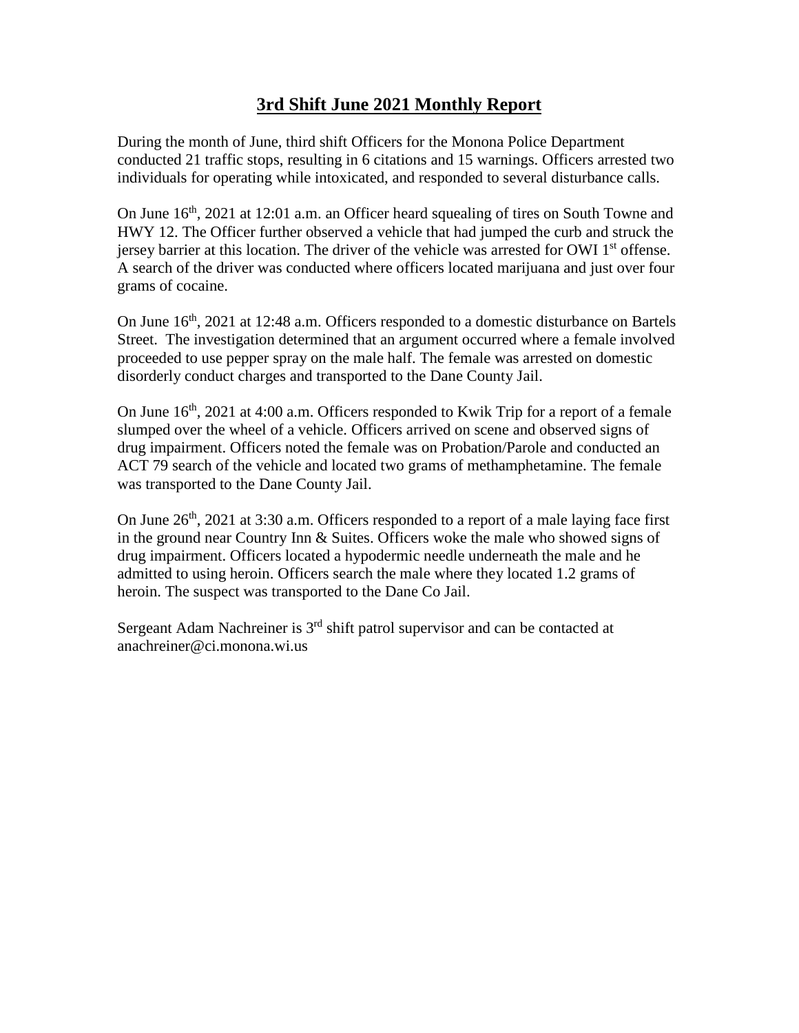# 3rd Shift June 2021 Monthly Report

During the month of June, third shift Officers for the Monona Police Department conducted 21 traffic stops, resulting in 6 citations and 15 warnings. Officers arrested two individuals for operating while intoxicated, and responded to several disturbance calls.

On June 16th, 2021 at 12:01 a.m. an Officer heard squealing of tires on South Towne and HWY 12. The Officer further observed a vehicle that had jumped the curb and struck the jersey barrier at this location. The driver of the vehicle was arrested for OWI 1st offense. A search of the driver was conducted where officers located marijuana and just over four grams of cocaine.

On June 16th, 2021 at 12:48 a.m. Officers responded to a domestic disturbance on Bartels Street. The investigation determined that an argument occurred where a female involved proceeded to use pepper spray on the male half. The female was arrested on domestic disorderly conduct charges and transported to the Dane County Jail.

On June 16th, 2021 at 4:00 a.m. Officers responded to Kwik Trip for a report of a female slumped over the wheel of a vehicle. Officers arrived on scene and observed signs of drug impairment. Officers noted the female was on Probation/Parole and conducted an ACT 79 search of the vehicle and located two grams of methamphetamine. The female was transported to the Dane County Jail.

On June 26th, 2021 at 3:30 a.m. Officers responded to a report of a male laying face first in the ground near Country Inn & Suites. Officers woke the male who showed signs of drug impairment. Officers located a hypodermic needle underneath the male and he admitted to using heroin. Officers search the male where they located 1.2 grams of heroin. The suspect was transported to the Dane Co Jail.

Sergeant Adam Nachreiner is 3rd shift patrol supervisor and can be contacted at anachreiner@ci.monona.wi.us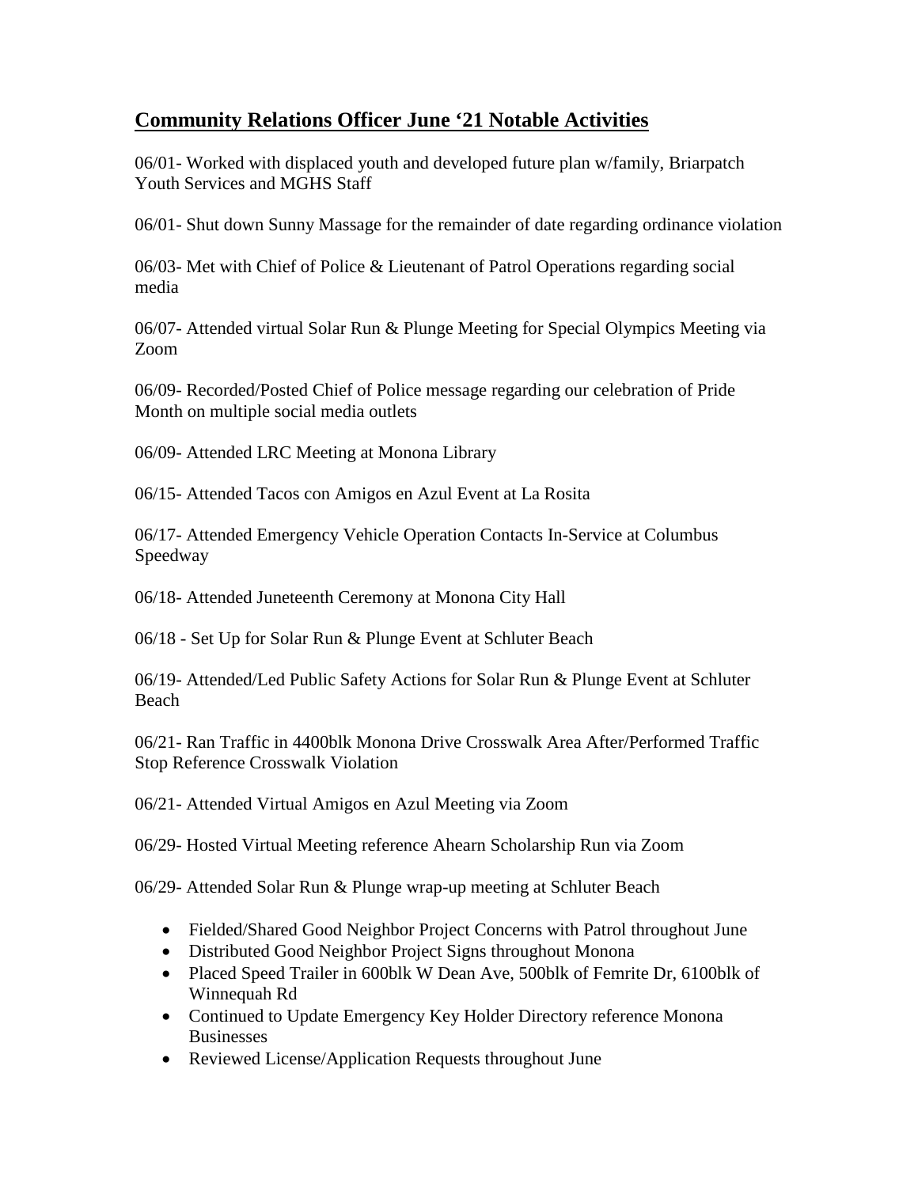## **Community Relations Officer June '21 Notable Activities**

06/01- Worked with displaced youth and developed future plan w/family, Briarpatch Youth Services and MGHS Staff

06/01- Shut down Sunny Massage for the remainder of date regarding ordinance violation

06/03- Met with Chief of Police & Lieutenant of Patrol Operations regarding social media

06/07- Attended virtual Solar Run & Plunge Meeting for Special Olympics Meeting via Zoom

06/09- Recorded/Posted Chief of Police message regarding our celebration of Pride Month on multiple social media outlets

06/09- Attended LRC Meeting at Monona Library

06/15- Attended Tacos con Amigos en Azul Event at La Rosita

06/17- Attended Emergency Vehicle Operation Contacts In-Service at Columbus Speedway

06/18- Attended Juneteenth Ceremony at Monona City Hall

06/18 - Set Up for Solar Run & Plunge Event at Schluter Beach

06/19- Attended/Led Public Safety Actions for Solar Run & Plunge Event at Schluter Beach

06/21- Ran Traffic in 4400blk Monona Drive Crosswalk Area After/Performed Traffic Stop Reference Crosswalk Violation

06/21- Attended Virtual Amigos en Azul Meeting via Zoom

06/29- Hosted Virtual Meeting reference Ahearn Scholarship Run via Zoom

06/29- Attended Solar Run & Plunge wrap-up meeting at Schluter Beach

- Fielded/Shared Good Neighbor Project Concerns with Patrol throughout June
- Distributed Good Neighbor Project Signs throughout Monona
- Placed Speed Trailer in 600blk W Dean Ave, 500blk of Femrite Dr, 6100blk of Winnequah Rd
- Continued to Update Emergency Key Holder Directory reference Monona Businesses
- Reviewed License/Application Requests throughout June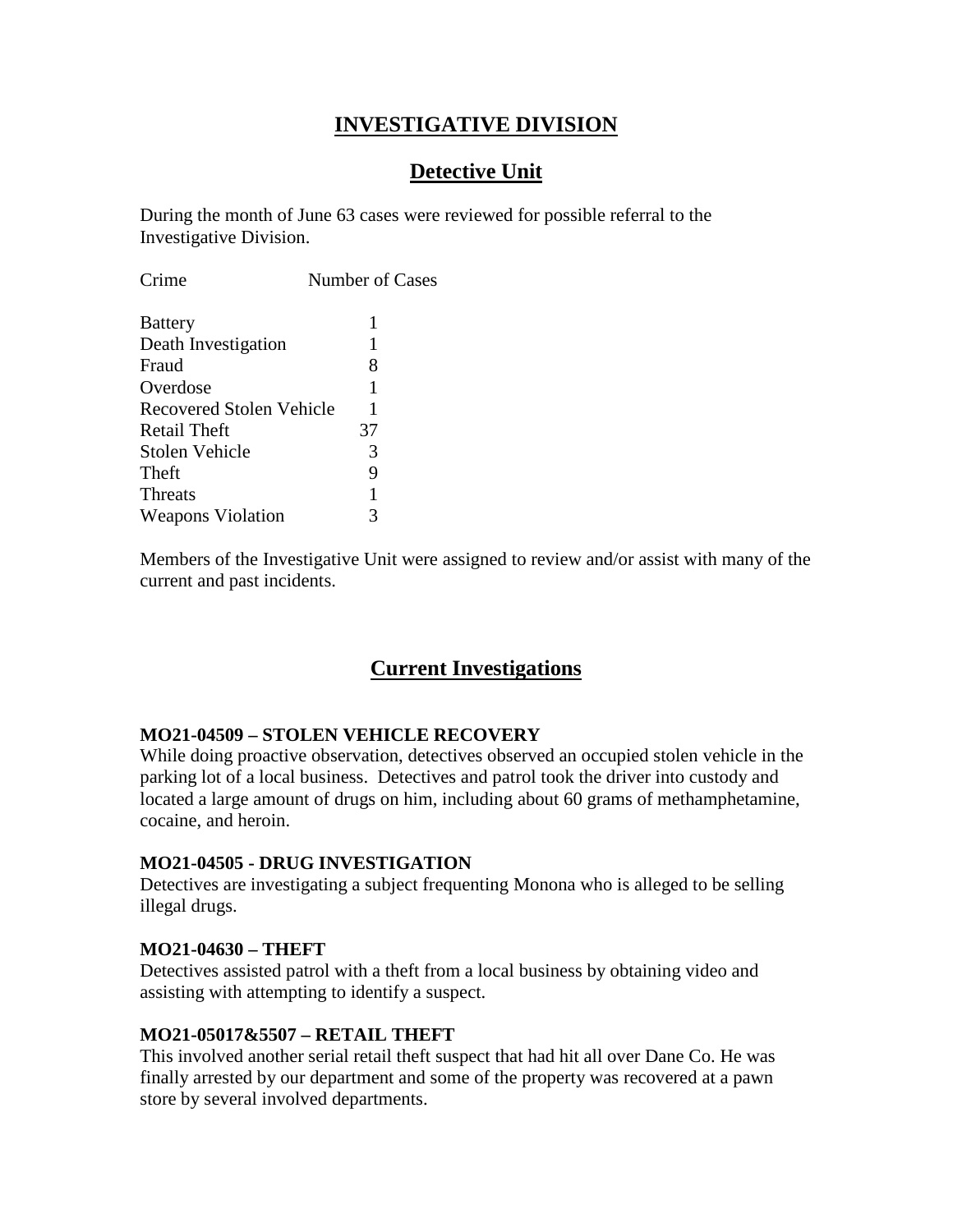# INVESTIGATIVE DIVISION

## Detective Unit

During the month of June 63 cases were reviewed for possible referral to the Investigative Division.

| Crime | Number of Cases |
|---|---|
| Battery | 1 |
| Death Investigation | 1 |
| Fraud | 8 |
| Overdose | 1 |
| Recovered Stolen Vehicle | 1 |
| Retail Theft | 37 |
| Stolen Vehicle | 3 |
| Theft | 9 |
| Threats | 1 |
| Weapons Violation | 3 |

Members of the Investigative Unit were assigned to review and/or assist with many of the current and past incidents.

## Current Investigations

**MO21-04509 – STOLEN VEHICLE RECOVERY**
While doing proactive observation, detectives observed an occupied stolen vehicle in the parking lot of a local business. Detectives and patrol took the driver into custody and located a large amount of drugs on him, including about 60 grams of methamphetamine, cocaine, and heroin.

**MO21-04505 - DRUG INVESTIGATION**
Detectives are investigating a subject frequenting Monona who is alleged to be selling illegal drugs.

**MO21-04630 – THEFT**
Detectives assisted patrol with a theft from a local business by obtaining video and assisting with attempting to identify a suspect.

**MO21-05017&5507 – RETAIL THEFT**
This involved another serial retail theft suspect that had hit all over Dane Co. He was finally arrested by our department and some of the property was recovered at a pawn store by several involved departments.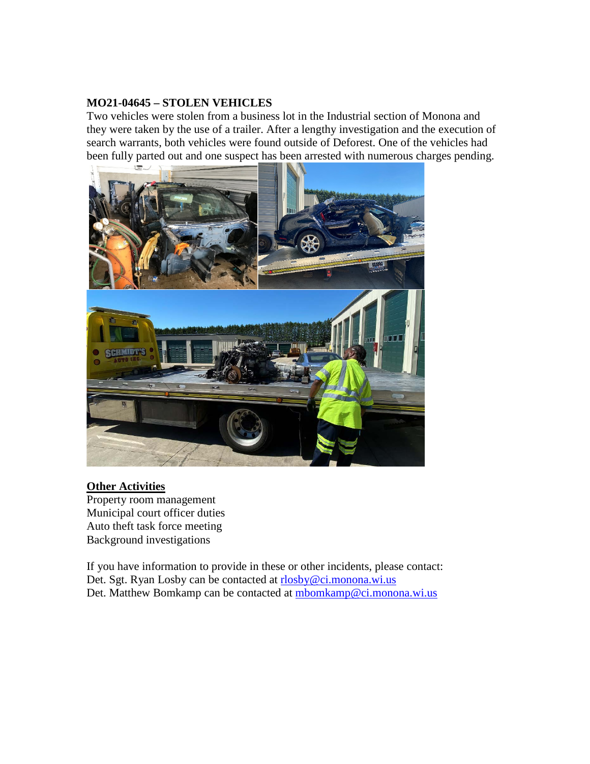**MO21-04645 – STOLEN VEHICLES**

Two vehicles were stolen from a business lot in the Industrial section of Monona and they were taken by the use of a trailer. After a lengthy investigation and the execution of search warrants, both vehicles were found outside of Deforest. One of the vehicles had been fully parted out and one suspect has been arrested with numerous charges pending.

**Other Activities**

Property room management
Municipal court officer duties
Auto theft task force meeting
Background investigations

If you have information to provide in these or other incidents, please contact:
Det. Sgt. Ryan Losby can be contacted at rlosby@ci.monona.wi.us
Det. Matthew Bomkamp can be contacted at mbomkamp@ci.monona.wi.us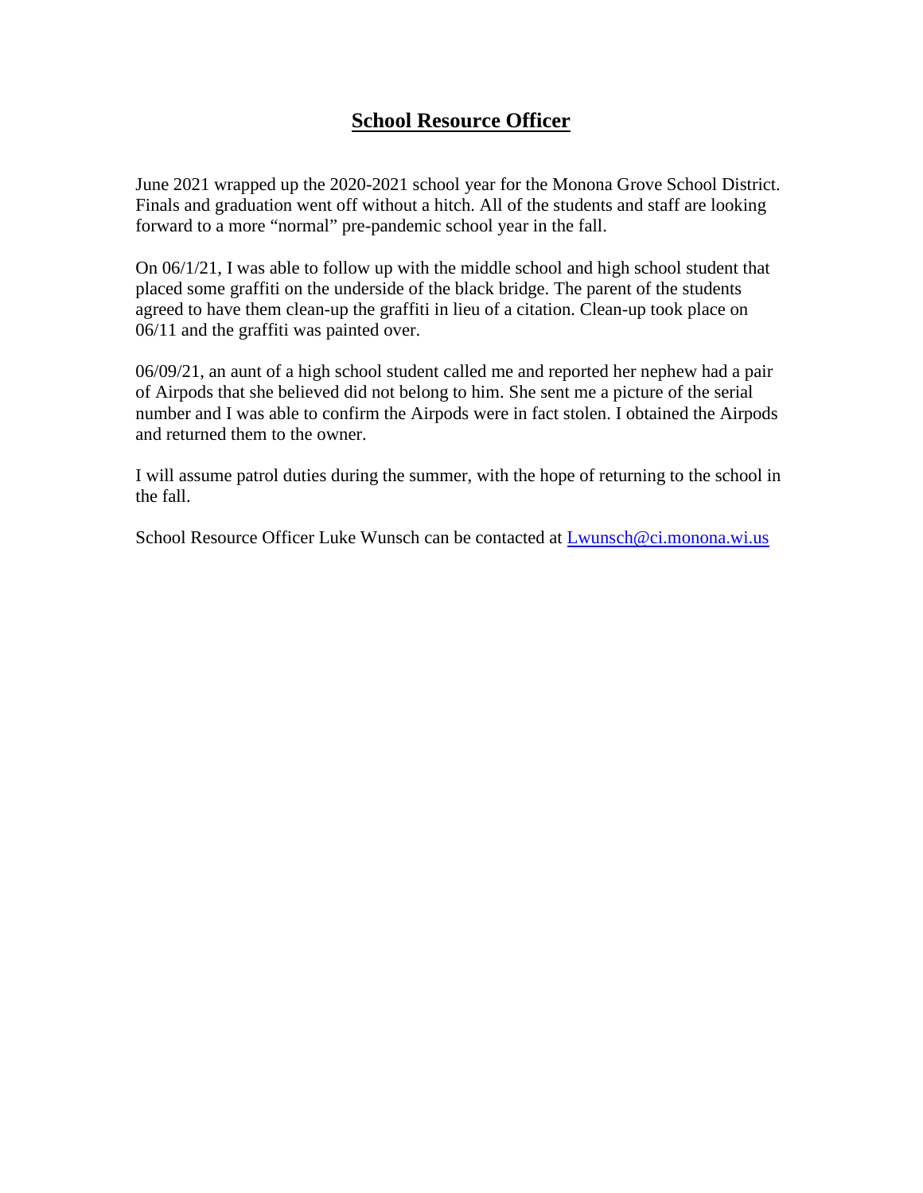# School Resource Officer

June 2021 wrapped up the 2020-2021 school year for the Monona Grove School District. Finals and graduation went off without a hitch. All of the students and staff are looking forward to a more "normal" pre-pandemic school year in the fall.

On 06/1/21, I was able to follow up with the middle school and high school student that placed some graffiti on the underside of the black bridge. The parent of the students agreed to have them clean-up the graffiti in lieu of a citation. Clean-up took place on 06/11 and the graffiti was painted over.

06/09/21, an aunt of a high school student called me and reported her nephew had a pair of Airpods that she believed did not belong to him. She sent me a picture of the serial number and I was able to confirm the Airpods were in fact stolen. I obtained the Airpods and returned them to the owner.

I will assume patrol duties during the summer, with the hope of returning to the school in the fall.

School Resource Officer Luke Wunsch can be contacted at Lwunsch@ci.monona.wi.us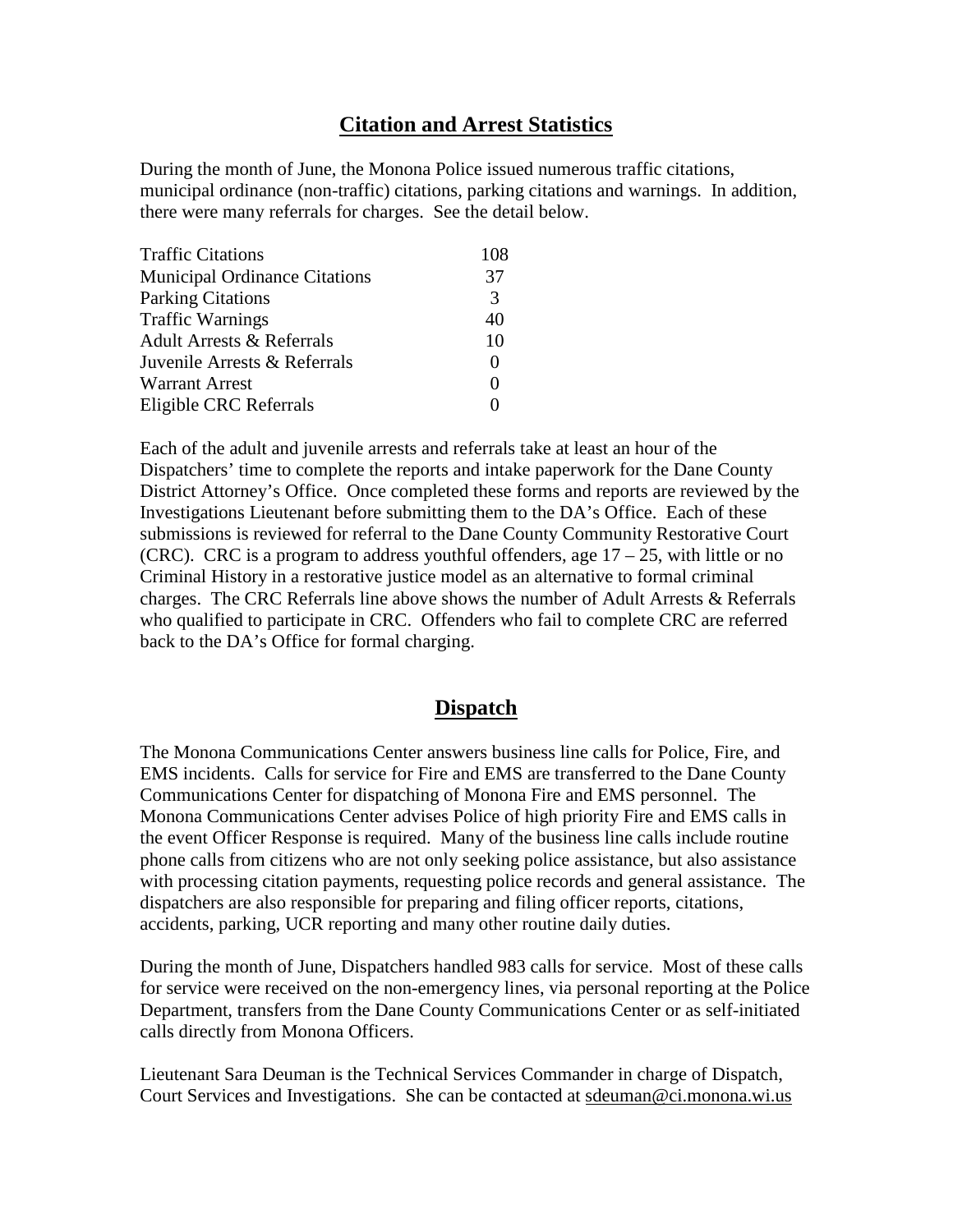## Citation and Arrest Statistics

During the month of June, the Monona Police issued numerous traffic citations, municipal ordinance (non-traffic) citations, parking citations and warnings. In addition, there were many referrals for charges. See the detail below.

| | |
|---|---|
| Traffic Citations | 108 |
| Municipal Ordinance Citations | 37 |
| Parking Citations | 3 |
| Traffic Warnings | 40 |
| Adult Arrests & Referrals | 10 |
| Juvenile Arrests & Referrals | 0 |
| Warrant Arrest | 0 |
| Eligible CRC Referrals | 0 |

Each of the adult and juvenile arrests and referrals take at least an hour of the Dispatchers' time to complete the reports and intake paperwork for the Dane County District Attorney's Office. Once completed these forms and reports are reviewed by the Investigations Lieutenant before submitting them to the DA's Office. Each of these submissions is reviewed for referral to the Dane County Community Restorative Court (CRC). CRC is a program to address youthful offenders, age 17 – 25, with little or no Criminal History in a restorative justice model as an alternative to formal criminal charges. The CRC Referrals line above shows the number of Adult Arrests & Referrals who qualified to participate in CRC. Offenders who fail to complete CRC are referred back to the DA's Office for formal charging.

## Dispatch

The Monona Communications Center answers business line calls for Police, Fire, and EMS incidents. Calls for service for Fire and EMS are transferred to the Dane County Communications Center for dispatching of Monona Fire and EMS personnel. The Monona Communications Center advises Police of high priority Fire and EMS calls in the event Officer Response is required. Many of the business line calls include routine phone calls from citizens who are not only seeking police assistance, but also assistance with processing citation payments, requesting police records and general assistance. The dispatchers are also responsible for preparing and filing officer reports, citations, accidents, parking, UCR reporting and many other routine daily duties.

During the month of June, Dispatchers handled 983 calls for service. Most of these calls for service were received on the non-emergency lines, via personal reporting at the Police Department, transfers from the Dane County Communications Center or as self-initiated calls directly from Monona Officers.

Lieutenant Sara Deuman is the Technical Services Commander in charge of Dispatch, Court Services and Investigations. She can be contacted at sdeuman@ci.monona.wi.us